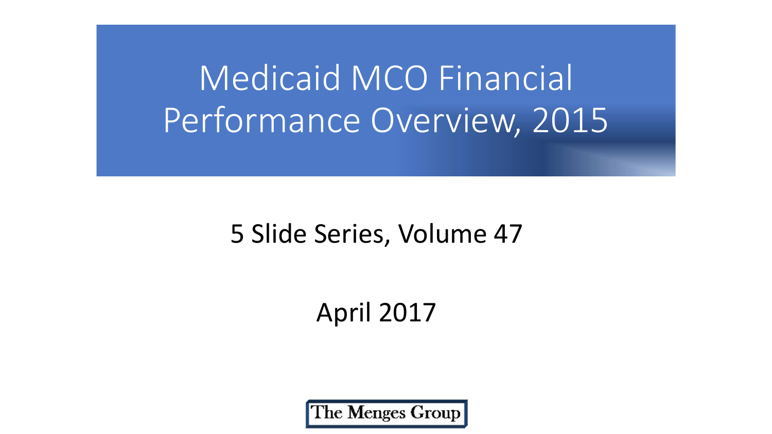# Medicaid MCO Financial Performance Overview, 2015

5 Slide Series, Volume 47

April 2017

The Menges Group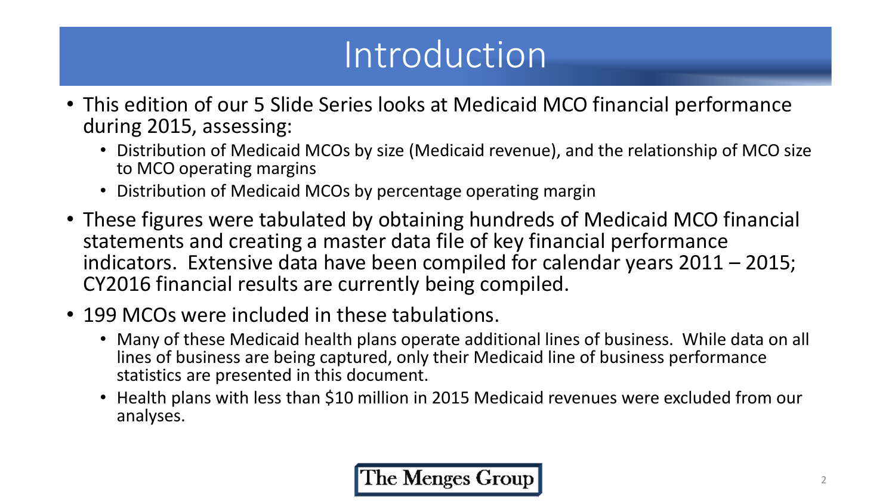# Introduction

- This edition of our 5 Slide Series looks at Medicaid MCO financial performance during 2015, assessing:
  - Distribution of Medicaid MCOs by size (Medicaid revenue), and the relationship of MCO size to MCO operating margins
  - Distribution of Medicaid MCOs by percentage operating margin
- These figures were tabulated by obtaining hundreds of Medicaid MCO financial statements and creating a master data file of key financial performance indicators. Extensive data have been compiled for calendar years 2011 – 2015; CY2016 financial results are currently being compiled.
- 199 MCOs were included in these tabulations.
  - Many of these Medicaid health plans operate additional lines of business. While data on all lines of business are being captured, only their Medicaid line of business performance statistics are presented in this document.
  - Health plans with less than $10 million in 2015 Medicaid revenues were excluded from our analyses.

The Menges Group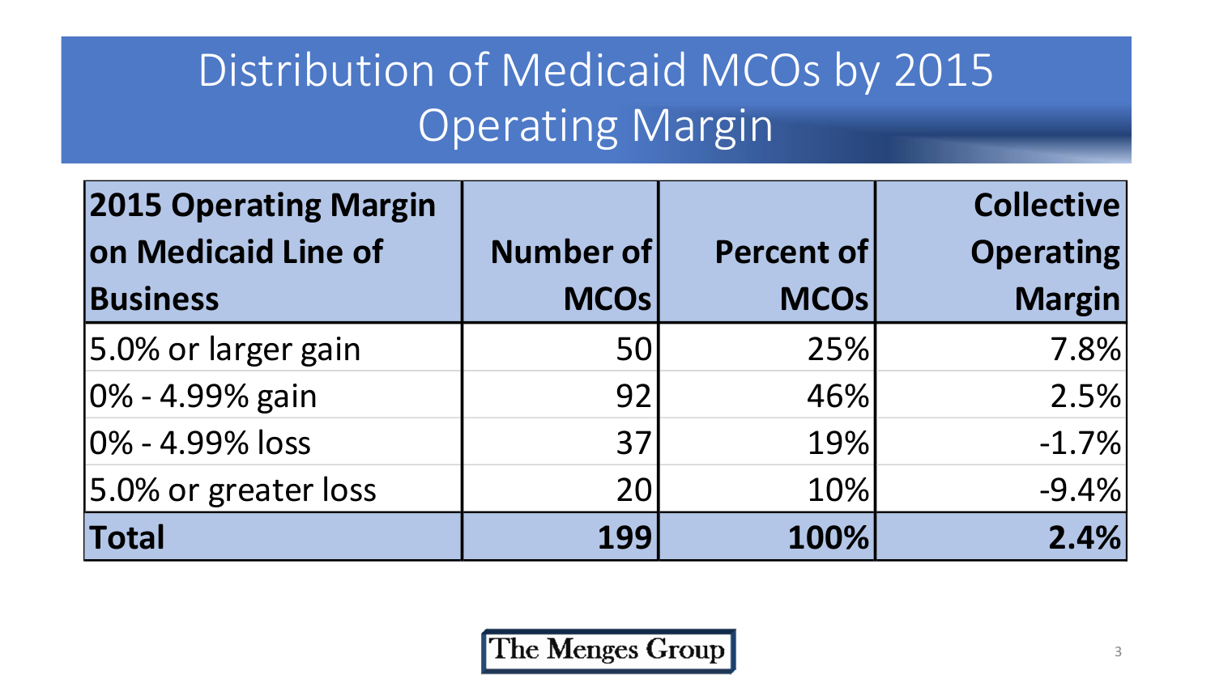# Distribution of Medicaid MCOs by 2015 Operating Margin

| 2015 Operating Margin on Medicaid Line of Business | Number of MCOs | Percent of MCOs | Collective Operating Margin |
|---|---|---|---|
| 5.0% or larger gain | 50 | 25% | 7.8% |
| 0% - 4.99% gain | 92 | 46% | 2.5% |
| 0% - 4.99% loss | 37 | 19% | -1.7% |
| 5.0% or greater loss | 20 | 10% | -9.4% |
| **Total** | **199** | **100%** | **2.4%** |

The Menges Group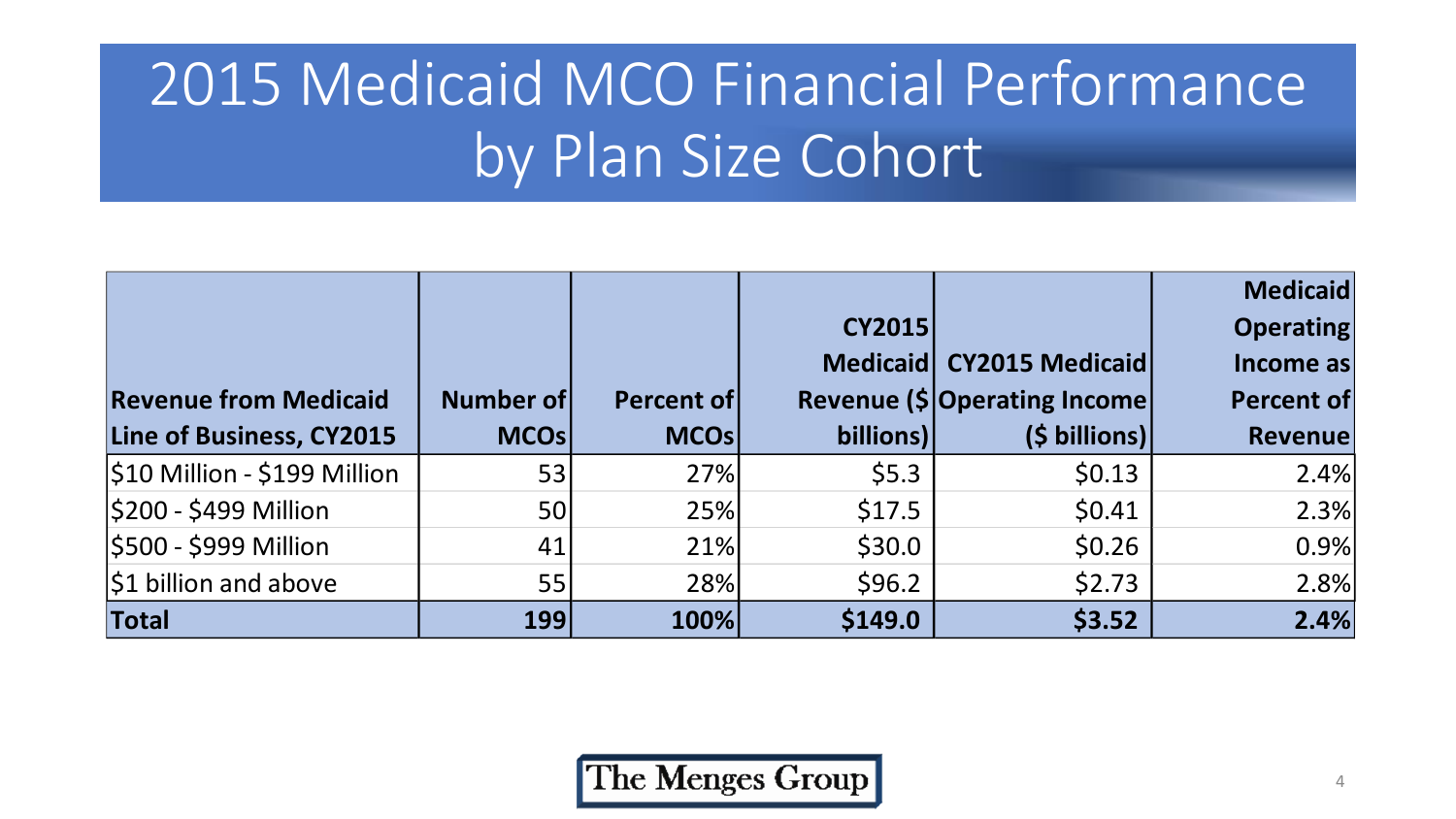# 2015 Medicaid MCO Financial Performance by Plan Size Cohort

| Revenue from Medicaid Line of Business, CY2015 | Number of MCOs | Percent of MCOs | CY2015 Medicaid Revenue ($ billions) | CY2015 Medicaid Operating Income ($ billions) | Medicaid Operating Income as Percent of Revenue |
|---|---|---|---|---|---|
| $10 Million - $199 Million | 53 | 27% | $5.3 | $0.13 | 2.4% |
| $200 - $499 Million | 50 | 25% | $17.5 | $0.41 | 2.3% |
| $500 - $999 Million | 41 | 21% | $30.0 | $0.26 | 0.9% |
| $1 billion and above | 55 | 28% | $96.2 | $2.73 | 2.8% |
| **Total** | **199** | **100%** | **$149.0** | **$3.52** | **2.4%** |

The Menges Group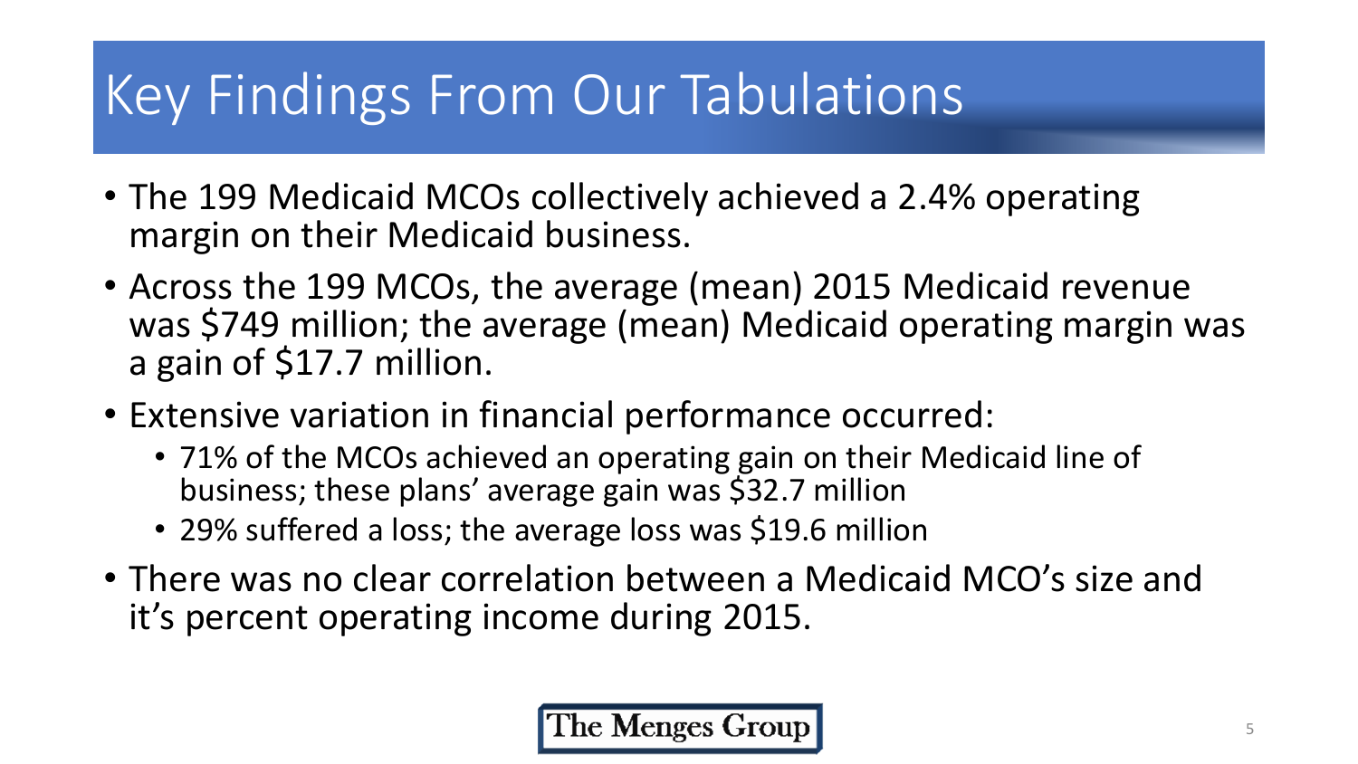# Key Findings From Our Tabulations

- The 199 Medicaid MCOs collectively achieved a 2.4% operating margin on their Medicaid business.
- Across the 199 MCOs, the average (mean) 2015 Medicaid revenue was $749 million; the average (mean) Medicaid operating margin was a gain of $17.7 million.
- Extensive variation in financial performance occurred:
  - 71% of the MCOs achieved an operating gain on their Medicaid line of business; these plans' average gain was $32.7 million
  - 29% suffered a loss; the average loss was $19.6 million
- There was no clear correlation between a Medicaid MCO's size and it's percent operating income during 2015.

The Menges Group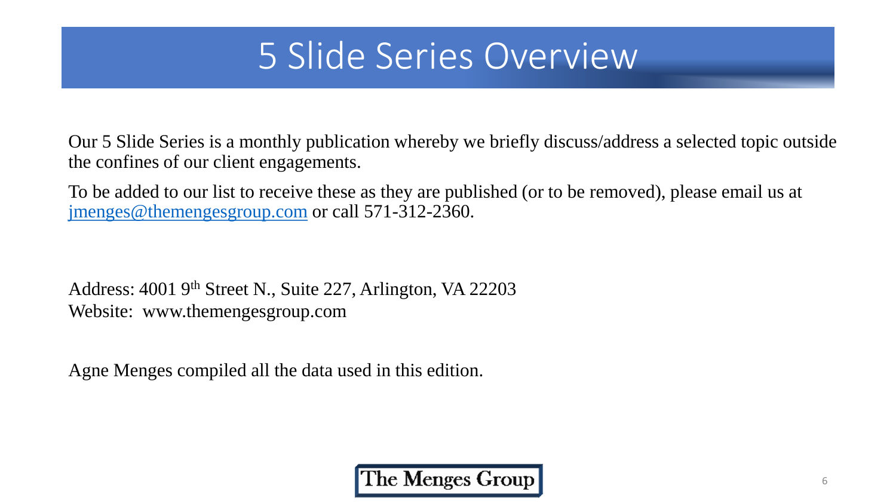# 5 Slide Series Overview

Our 5 Slide Series is a monthly publication whereby we briefly discuss/address a selected topic outside the confines of our client engagements.

To be added to our list to receive these as they are published (or to be removed), please email us at jmenges@themengesgroup.com or call 571-312-2360.

Address: 4001 9th Street N., Suite 227, Arlington, VA 22203
Website: www.themengesgroup.com

Agne Menges compiled all the data used in this edition.

The Menges Group